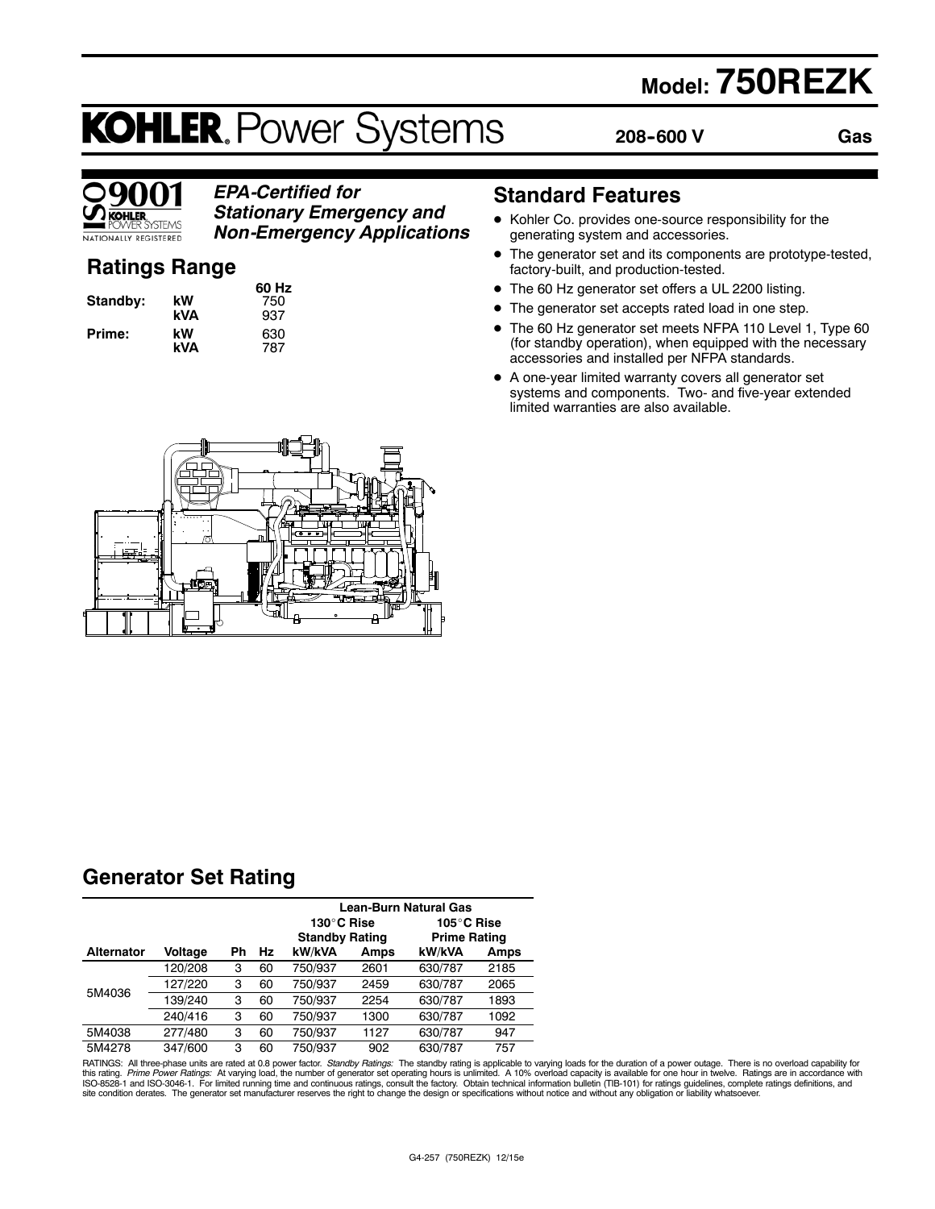# Model: 750REZK

# KOHLER. Power Systems

**208-600 V** **Gas**

ISO 9001 KOHLER POWER SYSTEMS NATIONALLY REGISTERED

***EPA-Certified for Stationary Emergency and Non-Emergency Applications***

## Ratings Range

| | | 60 Hz |
|---|---|---|
| **Standby:** | **kW** | 750 |
| | **kVA** | 937 |
| **Prime:** | **kW** | 630 |
| | **kVA** | 787 |

## Standard Features

- Kohler Co. provides one-source responsibility for the generating system and accessories.
- The generator set and its components are prototype-tested, factory-built, and production-tested.
- The 60 Hz generator set offers a UL 2200 listing.
- The generator set accepts rated load in one step.
- The 60 Hz generator set meets NFPA 110 Level 1, Type 60 (for standby operation), when equipped with the necessary accessories and installed per NFPA standards.
- A one-year limited warranty covers all generator set systems and components. Two- and five-year extended limited warranties are also available.

## Generator Set Rating

| | | | | Lean-Burn Natural Gas | | | |
|---|---|---|---|---|---|---|---|
| | | | | 130°C Rise Standby Rating | | 105°C Rise Prime Rating | |
| **Alternator** | **Voltage** | **Ph** | **Hz** | **kW/kVA** | **Amps** | **kW/kVA** | **Amps** |
| 5M4036 | 120/208 | 3 | 60 | 750/937 | 2601 | 630/787 | 2185 |
| | 127/220 | 3 | 60 | 750/937 | 2459 | 630/787 | 2065 |
| | 139/240 | 3 | 60 | 750/937 | 2254 | 630/787 | 1893 |
| | 240/416 | 3 | 60 | 750/937 | 1300 | 630/787 | 1092 |
| 5M4038 | 277/480 | 3 | 60 | 750/937 | 1127 | 630/787 | 947 |
| 5M4278 | 347/600 | 3 | 60 | 750/937 | 902 | 630/787 | 757 |

RATINGS: All three-phase units are rated at 0.8 power factor. *Standby Ratings:* The standby rating is applicable to varying loads for the duration of a power outage. There is no overload capability for this rating. *Prime Power Ratings:* At varying load, the number of generator set operating hours is unlimited. A 10% overload capacity is available for one hour in twelve. Ratings are in accordance with ISO-8528-1 and ISO-3046-1. For limited running time and continuous ratings, consult the factory. Obtain technical information bulletin (TIB-101) for ratings guidelines, complete ratings definitions, and site condition derates. The generator set manufacturer reserves the right to change the design or specifications without notice and without any obligation or liability whatsoever.

G4-257 (750REZK) 12/15e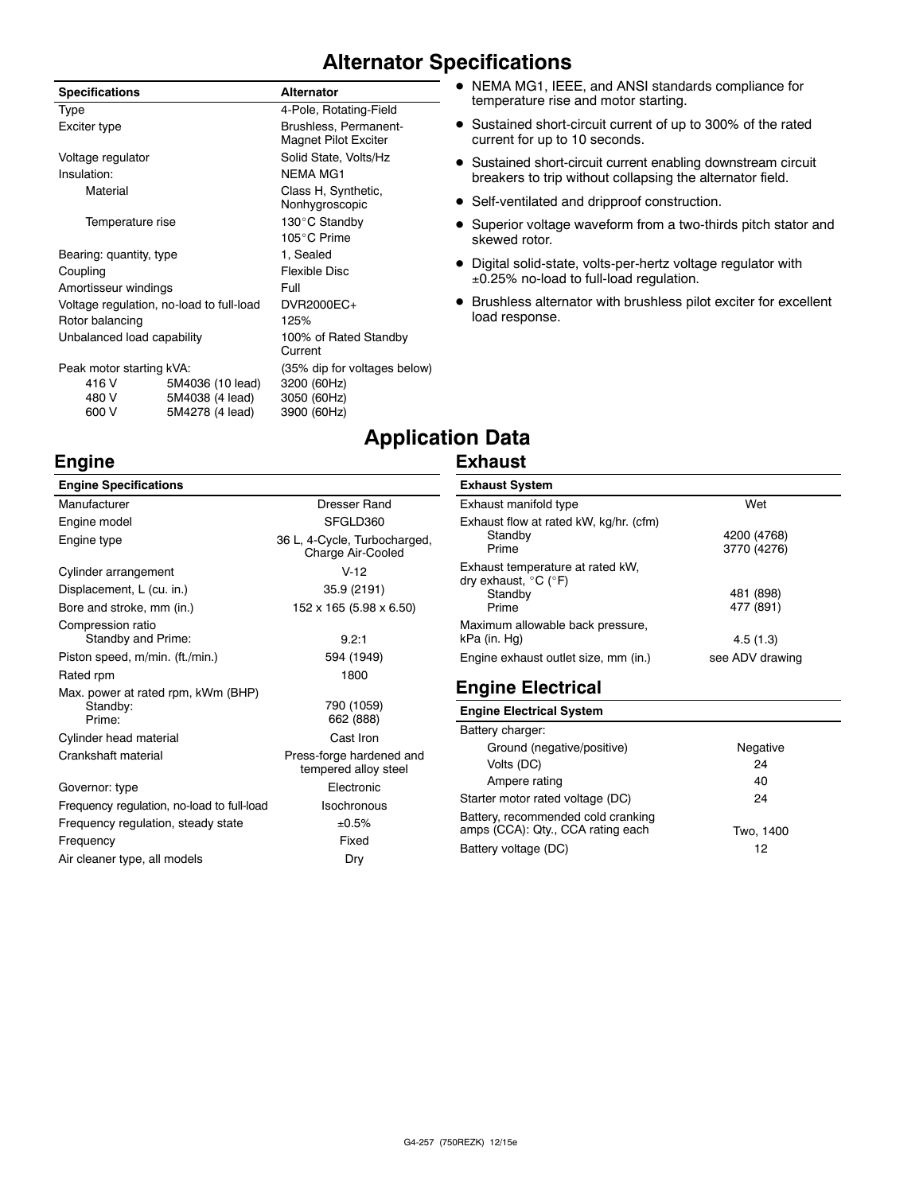# Alternator Specifications

| Specifications | | Alternator |
|---|---|---|
| Type | | 4-Pole, Rotating-Field |
| Exciter type | | Brushless, Permanent-Magnet Pilot Exciter |
| Voltage regulator | | Solid State, Volts/Hz |
| Insulation: | | NEMA MG1 |
| Material | | Class H, Synthetic, Nonhygroscopic |
| Temperature rise | | 130°C Standby<br>105°C Prime |
| Bearing: quantity, type | | 1, Sealed |
| Coupling | | Flexible Disc |
| Amortisseur windings | | Full |
| Voltage regulation, no-load to full-load | | DVR2000EC+ |
| Rotor balancing | | 125% |
| Unbalanced load capability | | 100% of Rated Standby Current |
| Peak motor starting kVA: | | (35% dip for voltages below) |
| 416 V | 5M4036 (10 lead) | 3200 (60Hz) |
| 480 V | 5M4038 (4 lead) | 3050 (60Hz) |
| 600 V | 5M4278 (4 lead) | 3900 (60Hz) |

- NEMA MG1, IEEE, and ANSI standards compliance for temperature rise and motor starting.
- Sustained short-circuit current of up to 300% of the rated current for up to 10 seconds.
- Sustained short-circuit current enabling downstream circuit breakers to trip without collapsing the alternator field.
- Self-ventilated and dripproof construction.
- Superior voltage waveform from a two-thirds pitch stator and skewed rotor.
- Digital solid-state, volts-per-hertz voltage regulator with ±0.25% no-load to full-load regulation.
- Brushless alternator with brushless pilot exciter for excellent load response.

# Application Data

## Engine

| Engine Specifications | |
|---|---|
| Manufacturer | Dresser Rand |
| Engine model | SFGLD360 |
| Engine type | 36 L, 4-Cycle, Turbocharged, Charge Air-Cooled |
| Cylinder arrangement | V-12 |
| Displacement, L (cu. in.) | 35.9 (2191) |
| Bore and stroke, mm (in.) | 152 x 165 (5.98 x 6.50) |
| Compression ratio<br>Standby and Prime: | 9.2:1 |
| Piston speed, m/min. (ft./min.) | 594 (1949) |
| Rated rpm | 1800 |
| Max. power at rated rpm, kWm (BHP)<br>Standby:<br>Prime: | <br>790 (1059)<br>662 (888) |
| Cylinder head material | Cast Iron |
| Crankshaft material | Press-forge hardened and tempered alloy steel |
| Governor: type | Electronic |
| Frequency regulation, no-load to full-load | Isochronous |
| Frequency regulation, steady state | ±0.5% |
| Frequency | Fixed |
| Air cleaner type, all models | Dry |

## Exhaust

| Exhaust System | |
|---|---|
| Exhaust manifold type | Wet |
| Exhaust flow at rated kW, kg/hr. (cfm)<br>Standby<br>Prime | <br>4200 (4768)<br>3770 (4276) |
| Exhaust temperature at rated kW, dry exhaust, °C (°F)<br>Standby<br>Prime | <br>481 (898)<br>477 (891) |
| Maximum allowable back pressure, kPa (in. Hg) | 4.5 (1.3) |
| Engine exhaust outlet size, mm (in.) | see ADV drawing |

## Engine Electrical

| Engine Electrical System | |
|---|---|
| Battery charger: | |
| Ground (negative/positive) | Negative |
| Volts (DC) | 24 |
| Ampere rating | 40 |
| Starter motor rated voltage (DC) | 24 |
| Battery, recommended cold cranking amps (CCA): Qty., CCA rating each | Two, 1400 |
| Battery voltage (DC) | 12 |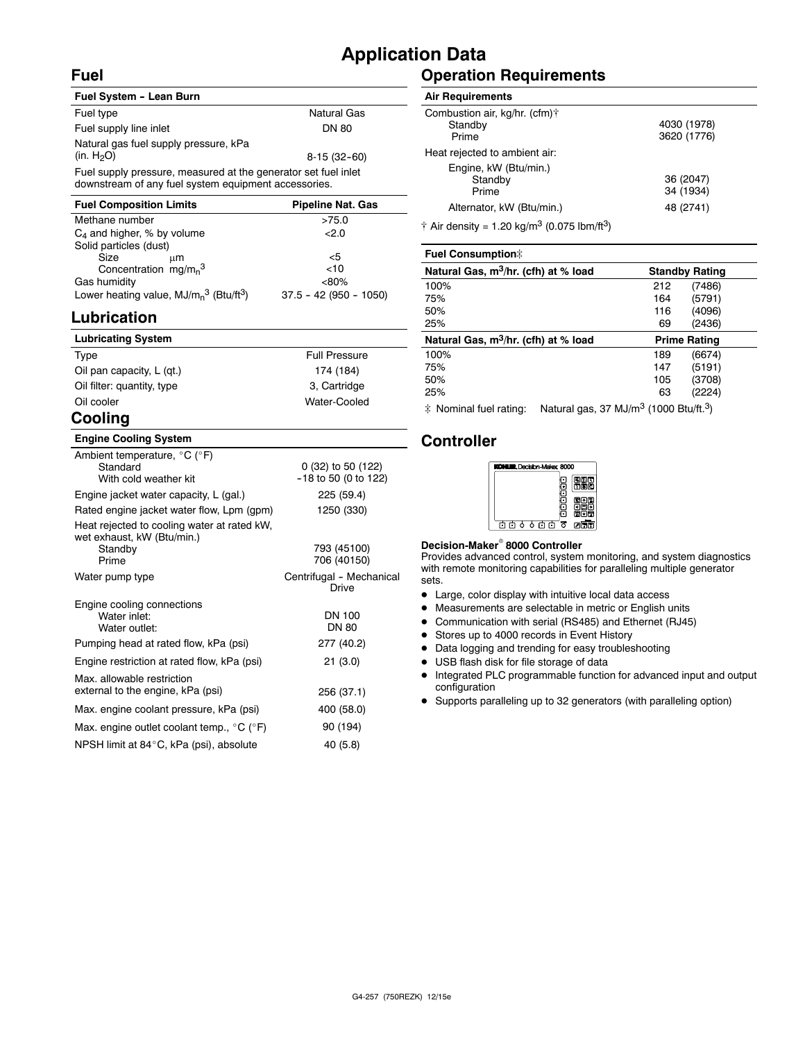# Application Data

## Fuel

| Fuel System - Lean Burn | |
|---|---|
| Fuel type | Natural Gas |
| Fuel supply line inlet | DN 80 |
| Natural gas fuel supply pressure, kPa (in. $H_2O$) | 8-15 (32-60) |
| Fuel supply pressure, measured at the generator set fuel inlet downstream of any fuel system equipment accessories. | |

| Fuel Composition Limits | Pipeline Nat. Gas |
|---|---|
| Methane number | >75.0 |
| $C_4$ and higher, % by volume | <2.0 |
| Solid particles (dust) | |
| Size μm | <5 |
| Concentration mg/$m_n^3$ | <10 |
| Gas humidity | <80% |
| Lower heating value, MJ/$m_n^3$ (Btu/ft$^3$) | 37.5 - 42 (950 - 1050) |

## Lubrication

| Lubricating System | |
|---|---|
| Type | Full Pressure |
| Oil pan capacity, L (qt.) | 174 (184) |
| Oil filter: quantity, type | 3, Cartridge |
| Oil cooler | Water-Cooled |

## Cooling

| Engine Cooling System | |
|---|---|
| Ambient temperature, °C (°F) | |
| Standard | 0 (32) to 50 (122) |
| With cold weather kit | -18 to 50 (0 to 122) |
| Engine jacket water capacity, L (gal.) | 225 (59.4) |
| Rated engine jacket water flow, Lpm (gpm) | 1250 (330) |
| Heat rejected to cooling water at rated kW, wet exhaust, kW (Btu/min.) | |
| Standby | 793 (45100) |
| Prime | 706 (40150) |
| Water pump type | Centrifugal - Mechanical Drive |
| Engine cooling connections | |
| Water inlet: | DN 100 |
| Water outlet: | DN 80 |
| Pumping head at rated flow, kPa (psi) | 277 (40.2) |
| Engine restriction at rated flow, kPa (psi) | 21 (3.0) |
| Max. allowable restriction external to the engine, kPa (psi) | 256 (37.1) |
| Max. engine coolant pressure, kPa (psi) | 400 (58.0) |
| Max. engine outlet coolant temp., °C (°F) | 90 (194) |
| NPSH limit at 84°C, kPa (psi), absolute | 40 (5.8) |

## Operation Requirements

| Air Requirements | |
|---|---|
| Combustion air, kg/hr. (cfm)† | |
| Standby | 4030 (1978) |
| Prime | 3620 (1776) |
| Heat rejected to ambient air: | |
| Engine, kW (Btu/min.) | |
| Standby | 36 (2047) |
| Prime | 34 (1934) |
| Alternator, kW (Btu/min.) | 48 (2741) |

† Air density = 1.20 kg/m$^3$ (0.075 lbm/ft$^3$)

| Fuel Consumption‡ | | |
|---|---|---|
| **Natural Gas, m$^3$/hr. (cfh) at % load** | **Standby Rating** | |
| 100% | 212 | (7486) |
| 75% | 164 | (5791) |
| 50% | 116 | (4096) |
| 25% | 69 | (2436) |
| **Natural Gas, m$^3$/hr. (cfh) at % load** | **Prime Rating** | |
| 100% | 189 | (6674) |
| 75% | 147 | (5191) |
| 50% | 105 | (3708) |
| 25% | 63 | (2224) |

‡ Nominal fuel rating: Natural gas, 37 MJ/m$^3$ (1000 Btu/ft.$^3$)

## Controller

**Decision-Maker® 8000 Controller**

Provides advanced control, system monitoring, and system diagnostics with remote monitoring capabilities for paralleling multiple generator sets.

- Large, color display with intuitive local data access
- Measurements are selectable in metric or English units
- Communication with serial (RS485) and Ethernet (RJ45)
- Stores up to 4000 records in Event History
- Data logging and trending for easy troubleshooting
- USB flash disk for file storage of data
- Integrated PLC programmable function for advanced input and output configuration
- Supports paralleling up to 32 generators (with paralleling option)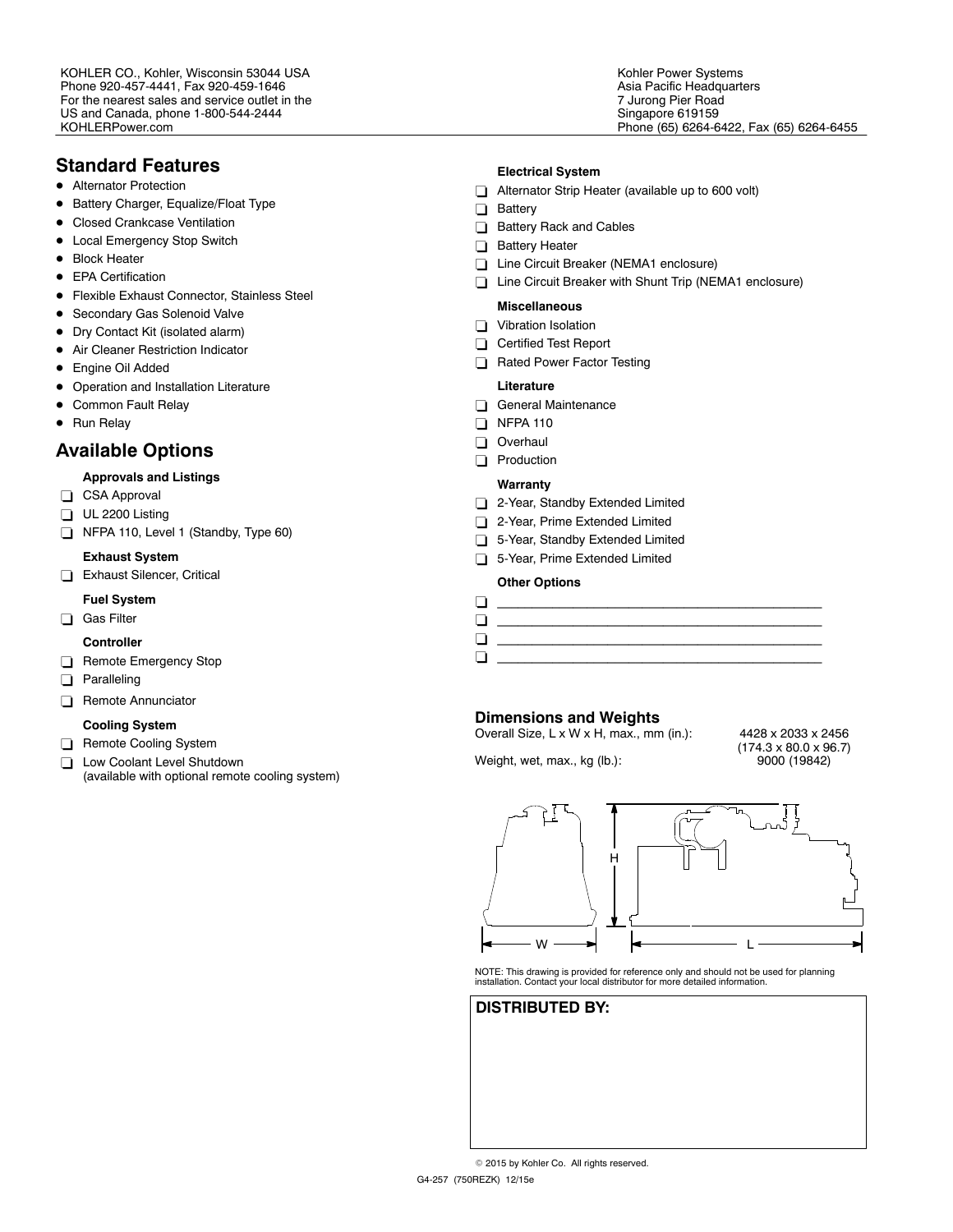KOHLER CO., Kohler, Wisconsin 53044 USA
Phone 920-457-4441, Fax 920-459-1646
For the nearest sales and service outlet in the US and Canada, phone 1-800-544-2444
KOHLERPower.com

Kohler Power Systems
Asia Pacific Headquarters
7 Jurong Pier Road
Singapore 619159
Phone (65) 6264-6422, Fax (65) 6264-6455

## Standard Features

- Alternator Protection
- Battery Charger, Equalize/Float Type
- Closed Crankcase Ventilation
- Local Emergency Stop Switch
- Block Heater
- EPA Certification
- Flexible Exhaust Connector, Stainless Steel
- Secondary Gas Solenoid Valve
- Dry Contact Kit (isolated alarm)
- Air Cleaner Restriction Indicator
- Engine Oil Added
- Operation and Installation Literature
- Common Fault Relay
- Run Relay

## Available Options

### Approvals and Listings

- ❑ CSA Approval
- ❑ UL 2200 Listing
- ❑ NFPA 110, Level 1 (Standby, Type 60)

### Exhaust System

- ❑ Exhaust Silencer, Critical

### Fuel System

- ❑ Gas Filter

### Controller

- ❑ Remote Emergency Stop
- ❑ Paralleling
- ❑ Remote Annunciator

### Cooling System

- ❑ Remote Cooling System
- ❑ Low Coolant Level Shutdown (available with optional remote cooling system)

### Electrical System

- ❑ Alternator Strip Heater (available up to 600 volt)
- ❑ Battery
- ❑ Battery Rack and Cables
- ❑ Battery Heater
- ❑ Line Circuit Breaker (NEMA1 enclosure)
- ❑ Line Circuit Breaker with Shunt Trip (NEMA1 enclosure)

### Miscellaneous

- ❑ Vibration Isolation
- ❑ Certified Test Report
- ❑ Rated Power Factor Testing

### Literature

- ❑ General Maintenance
- ❑ NFPA 110
- ❑ Overhaul
- ❑ Production

### Warranty

- ❑ 2-Year, Standby Extended Limited
- ❑ 2-Year, Prime Extended Limited
- ❑ 5-Year, Standby Extended Limited
- ❑ 5-Year, Prime Extended Limited

### Other Options

- ❑ ____________________________________________
- ❑ ____________________________________________
- ❑ ____________________________________________
- ❑ ____________________________________________

## Dimensions and Weights

| | |
|---|---|
| Overall Size, L x W x H, max., mm (in.): | 4428 x 2033 x 2456 (174.3 x 80.0 x 96.7) |
| Weight, wet, max., kg (lb.): | 9000 (19842) |

H

W

L

NOTE: This drawing is provided for reference only and should not be used for planning installation. Contact your local distributor for more detailed information.

**DISTRIBUTED BY:**

© 2015 by Kohler Co. All rights reserved.

G4-257 (750REZK) 12/15e